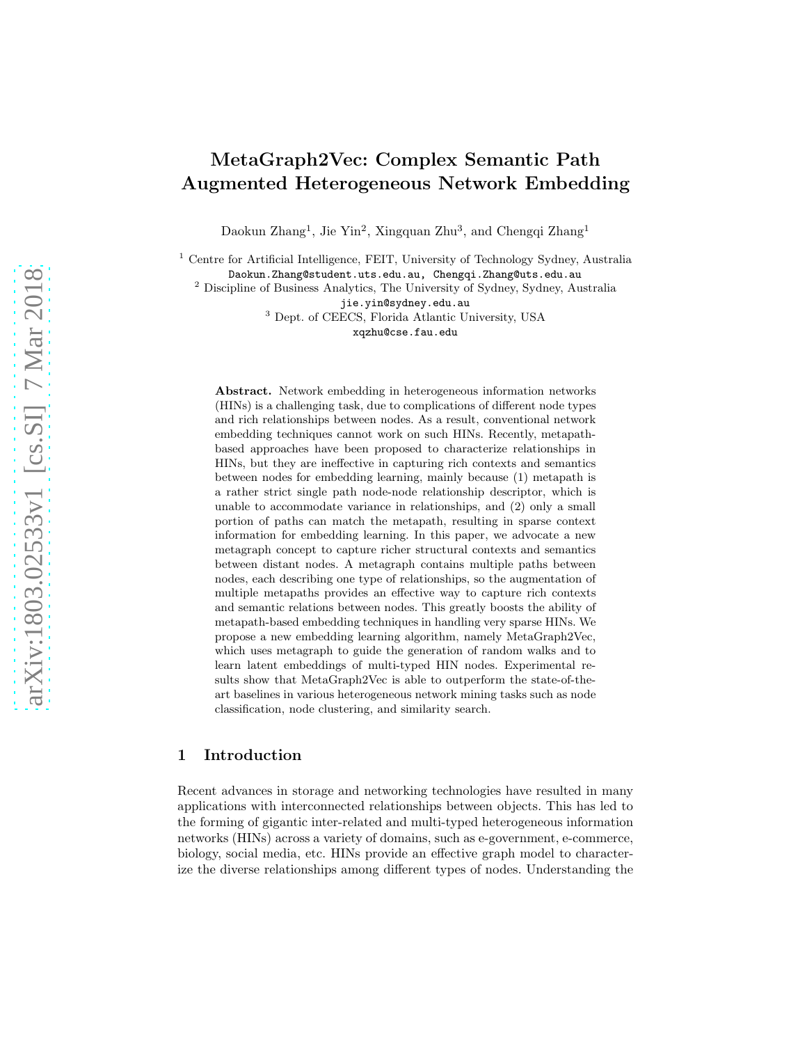# MetaGraph2Vec: Complex Semantic Path Augmented Heterogeneous Network Embedding

Daokun Zhang[1], Jie Yin[2], Xingquan Zhu[3], and Chengqi Zhang[1]

[1] Centre for Artificial Intelligence, FEIT, University of Technology Sydney, Australia
Daokun.Zhang@student.uts.edu.au, Chengqi.Zhang@uts.edu.au

[2] Discipline of Business Analytics, The University of Sydney, Sydney, Australia
jie.yin@sydney.edu.au

[3] Dept. of CEECS, Florida Atlantic University, USA
xqzhu@cse.fau.edu

**Abstract.** Network embedding in heterogeneous information networks (HINs) is a challenging task, due to complications of different node types and rich relationships between nodes. As a result, conventional network embedding techniques cannot work on such HINs. Recently, metapath-based approaches have been proposed to characterize relationships in HINs, but they are ineffective in capturing rich contexts and semantics between nodes for embedding learning, mainly because (1) metapath is a rather strict single path node-node relationship descriptor, which is unable to accommodate variance in relationships, and (2) only a small portion of paths can match the metapath, resulting in sparse context information for embedding learning. In this paper, we advocate a new metagraph concept to capture richer structural contexts and semantics between distant nodes. A metagraph contains multiple paths between nodes, each describing one type of relationships, so the augmentation of multiple metapaths provides an effective way to capture rich contexts and semantic relations between nodes. This greatly boosts the ability of metapath-based embedding techniques in handling very sparse HINs. We propose a new embedding learning algorithm, namely MetaGraph2Vec, which uses metagraph to guide the generation of random walks and to learn latent embeddings of multi-typed HIN nodes. Experimental results show that MetaGraph2Vec is able to outperform the state-of-the-art baselines in various heterogeneous network mining tasks such as node classification, node clustering, and similarity search.

## 1 Introduction

Recent advances in storage and networking technologies have resulted in many applications with interconnected relationships between objects. This has led to the forming of gigantic inter-related and multi-typed heterogeneous information networks (HINs) across a variety of domains, such as e-government, e-commerce, biology, social media, etc. HINs provide an effective graph model to characterize the diverse relationships among different types of nodes. Understanding the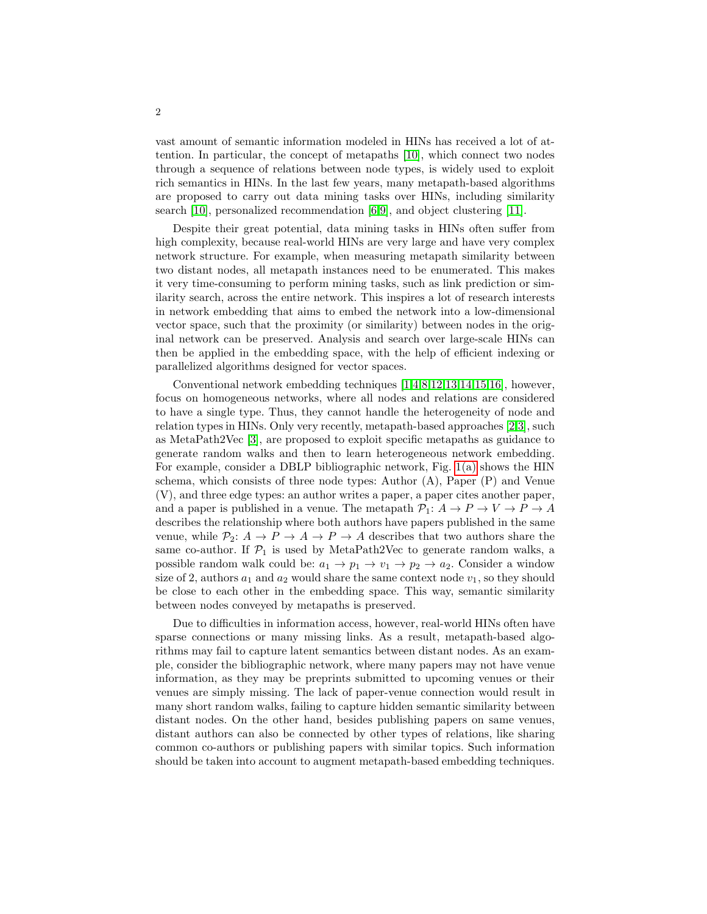vast amount of semantic information modeled in HINs has received a lot of attention. In particular, the concept of metapaths [10], which connect two nodes through a sequence of relations between node types, is widely used to exploit rich semantics in HINs. In the last few years, many metapath-based algorithms are proposed to carry out data mining tasks over HINs, including similarity search [10], personalized recommendation [6,9], and object clustering [11].

Despite their great potential, data mining tasks in HINs often suffer from high complexity, because real-world HINs are very large and have very complex network structure. For example, when measuring metapath similarity between two distant nodes, all metapath instances need to be enumerated. This makes it very time-consuming to perform mining tasks, such as link prediction or similarity search, across the entire network. This inspires a lot of research interests in network embedding that aims to embed the network into a low-dimensional vector space, such that the proximity (or similarity) between nodes in the original network can be preserved. Analysis and search over large-scale HINs can then be applied in the embedding space, with the help of efficient indexing or parallelized algorithms designed for vector spaces.

Conventional network embedding techniques [1,4,8,12,13,14,15,16], however, focus on homogeneous networks, where all nodes and relations are considered to have a single type. Thus, they cannot handle the heterogeneity of node and relation types in HINs. Only very recently, metapath-based approaches [2,3], such as MetaPath2Vec [3], are proposed to exploit specific metapaths as guidance to generate random walks and then to learn heterogeneous network embedding. For example, consider a DBLP bibliographic network, Fig. 1(a) shows the HIN schema, which consists of three node types: Author (A), Paper (P) and Venue (V), and three edge types: an author writes a paper, a paper cites another paper, and a paper is published in a venue. The metapath $\mathcal{P}_1$: $A \rightarrow P \rightarrow V \rightarrow P \rightarrow A$ describes the relationship where both authors have papers published in the same venue, while $\mathcal{P}_2$: $A \rightarrow P \rightarrow A \rightarrow P \rightarrow A$ describes that two authors share the same co-author. If $\mathcal{P}_1$ is used by MetaPath2Vec to generate random walks, a possible random walk could be: $a_1 \rightarrow p_1 \rightarrow v_1 \rightarrow p_2 \rightarrow a_2$. Consider a window size of 2, authors $a_1$ and $a_2$ would share the same context node $v_1$, so they should be close to each other in the embedding space. This way, semantic similarity between nodes conveyed by metapaths is preserved.

Due to difficulties in information access, however, real-world HINs often have sparse connections or many missing links. As a result, metapath-based algorithms may fail to capture latent semantics between distant nodes. As an example, consider the bibliographic network, where many papers may not have venue information, as they may be preprints submitted to upcoming venues or their venues are simply missing. The lack of paper-venue connection would result in many short random walks, failing to capture hidden semantic similarity between distant nodes. On the other hand, besides publishing papers on same venues, distant authors can also be connected by other types of relations, like sharing common co-authors or publishing papers with similar topics. Such information should be taken into account to augment metapath-based embedding techniques.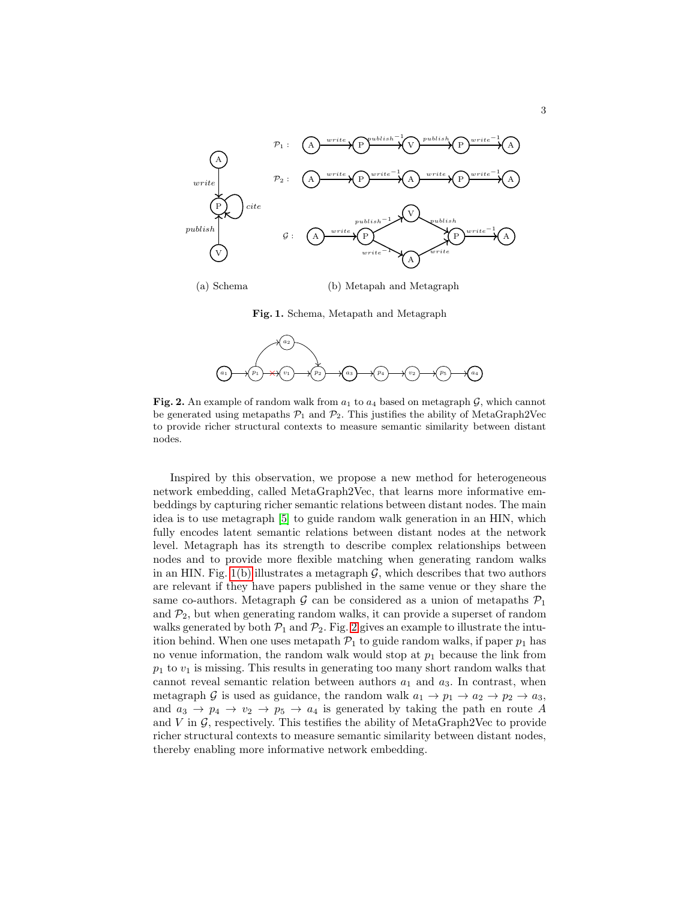(a) Schema (b) Metapah and Metagraph

**Fig. 1.** Schema, Metapath and Metagraph

**Fig. 2.** An example of random walk from $a_1$ to $a_4$ based on metagraph $\mathcal{G}$, which cannot be generated using metapaths $\mathcal{P}_1$ and $\mathcal{P}_2$. This justifies the ability of MetaGraph2Vec to provide richer structural contexts to measure semantic similarity between distant nodes.

Inspired by this observation, we propose a new method for heterogeneous network embedding, called MetaGraph2Vec, that learns more informative embeddings by capturing richer semantic relations between distant nodes. The main idea is to use metagraph [5] to guide random walk generation in an HIN, which fully encodes latent semantic relations between distant nodes at the network level. Metagraph has its strength to describe complex relationships between nodes and to provide more flexible matching when generating random walks in an HIN. Fig. 1(b) illustrates a metagraph $\mathcal{G}$, which describes that two authors are relevant if they have papers published in the same venue or they share the same co-authors. Metagraph $\mathcal{G}$ can be considered as a union of metapaths $\mathcal{P}_1$ and $\mathcal{P}_2$, but when generating random walks, it can provide a superset of random walks generated by both $\mathcal{P}_1$ and $\mathcal{P}_2$. Fig. 2 gives an example to illustrate the intuition behind. When one uses metapath $\mathcal{P}_1$ to guide random walks, if paper $p_1$ has no venue information, the random walk would stop at $p_1$ because the link from $p_1$ to $v_1$ is missing. This results in generating too many short random walks that cannot reveal semantic relation between authors $a_1$ and $a_3$. In contrast, when metagraph $\mathcal{G}$ is used as guidance, the random walk $a_1 \rightarrow p_1 \rightarrow a_2 \rightarrow p_2 \rightarrow a_3$, and $a_3 \rightarrow p_4 \rightarrow v_2 \rightarrow p_5 \rightarrow a_4$ is generated by taking the path en route $A$ and $V$ in $\mathcal{G}$, respectively. This testifies the ability of MetaGraph2Vec to provide richer structural contexts to measure semantic similarity between distant nodes, thereby enabling more informative network embedding.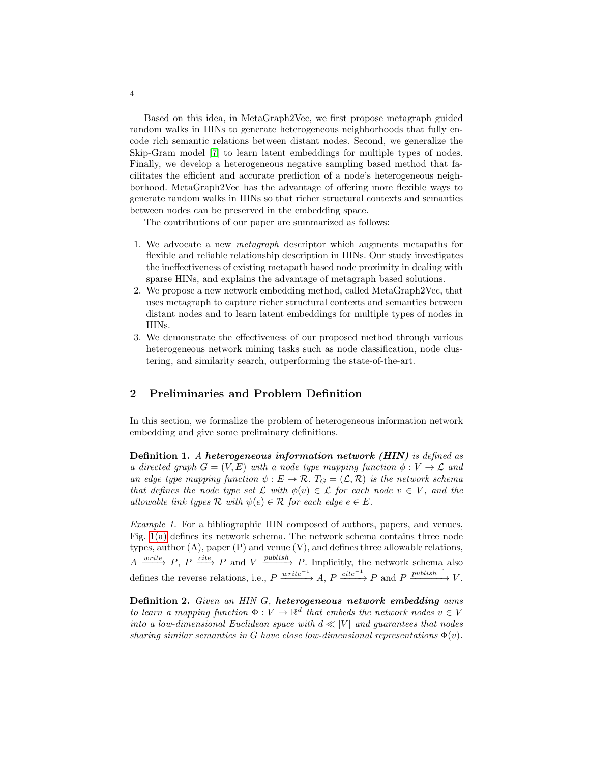Based on this idea, in MetaGraph2Vec, we first propose metagraph guided random walks in HINs to generate heterogeneous neighborhoods that fully encode rich semantic relations between distant nodes. Second, we generalize the Skip-Gram model [7] to learn latent embeddings for multiple types of nodes. Finally, we develop a heterogeneous negative sampling based method that facilitates the efficient and accurate prediction of a node's heterogeneous neighborhood. MetaGraph2Vec has the advantage of offering more flexible ways to generate random walks in HINs so that richer structural contexts and semantics between nodes can be preserved in the embedding space.

The contributions of our paper are summarized as follows:

1. We advocate a new *metagraph* descriptor which augments metapaths for flexible and reliable relationship description in HINs. Our study investigates the ineffectiveness of existing metapath based node proximity in dealing with sparse HINs, and explains the advantage of metagraph based solutions.
2. We propose a new network embedding method, called MetaGraph2Vec, that uses metagraph to capture richer structural contexts and semantics between distant nodes and to learn latent embeddings for multiple types of nodes in HINs.
3. We demonstrate the effectiveness of our proposed method through various heterogeneous network mining tasks such as node classification, node clustering, and similarity search, outperforming the state-of-the-art.

## 2 Preliminaries and Problem Definition

In this section, we formalize the problem of heterogeneous information network embedding and give some preliminary definitions.

**Definition 1.** *A* ***heterogeneous information network (HIN)*** *is defined as a directed graph $G = (V, E)$ with a node type mapping function $\phi : V \to \mathcal{L}$ and an edge type mapping function $\psi : E \to \mathcal{R}$. $T_G = (\mathcal{L}, \mathcal{R})$ is the network schema that defines the node type set $\mathcal{L}$ with $\phi(v) \in \mathcal{L}$ for each node $v \in V$, and the allowable link types $\mathcal{R}$ with $\psi(e) \in \mathcal{R}$ for each edge $e \in E$.*

*Example 1.* For a bibliographic HIN composed of authors, papers, and venues, Fig. 1(a) defines its network schema. The network schema contains three node types, author (A), paper (P) and venue (V), and defines three allowable relations, $A \xrightarrow{write} P$, $P \xrightarrow{cite} P$ and $V \xrightarrow{publish} P$. Implicitly, the network schema also defines the reverse relations, i.e., $P \xrightarrow{write^{-1}} A$, $P \xrightarrow{cite^{-1}} P$ and $P \xrightarrow{publish^{-1}} V$.

**Definition 2.** *Given an HIN $G$,* ***heterogeneous network embedding*** *aims to learn a mapping function $\Phi : V \to \mathbb{R}^d$ that embeds the network nodes $v \in V$ into a low-dimensional Euclidean space with $d \ll |V|$ and guarantees that nodes sharing similar semantics in $G$ have close low-dimensional representations $\Phi(v)$.*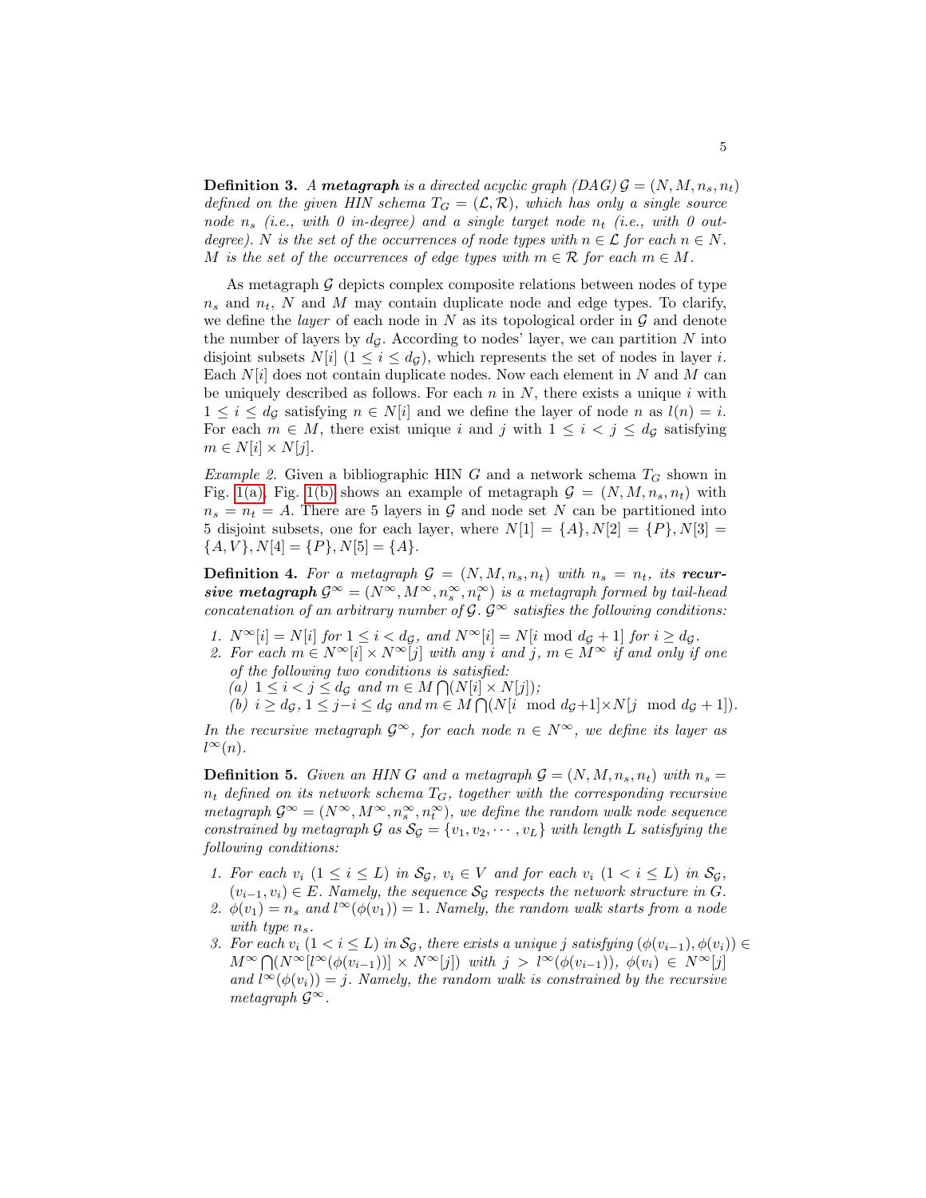**Definition 3.** *A **metagraph** is a directed acyclic graph (DAG) $\mathcal{G} = (N, M, n_s, n_t)$ defined on the given HIN schema $T_G = (\mathcal{L}, \mathcal{R})$, which has only a single source node $n_s$ (i.e., with 0 in-degree) and a single target node $n_t$ (i.e., with 0 out-degree). $N$ is the set of the occurrences of node types with $n \in \mathcal{L}$ for each $n \in N$. $M$ is the set of the occurrences of edge types with $m \in \mathcal{R}$ for each $m \in M$.*

As metagraph $\mathcal{G}$ depicts complex composite relations between nodes of type $n_s$ and $n_t$, $N$ and $M$ may contain duplicate node and edge types. To clarify, we define the *layer* of each node in $N$ as its topological order in $\mathcal{G}$ and denote the number of layers by $d_{\mathcal{G}}$. According to nodes' layer, we can partition $N$ into disjoint subsets $N[i]$ ($1 \le i \le d_{\mathcal{G}}$), which represents the set of nodes in layer $i$. Each $N[i]$ does not contain duplicate nodes. Now each element in $N$ and $M$ can be uniquely described as follows. For each $n$ in $N$, there exists a unique $i$ with $1 \le i \le d_{\mathcal{G}}$ satisfying $n \in N[i]$ and we define the layer of node $n$ as $l(n) = i$. For each $m \in M$, there exist unique $i$ and $j$ with $1 \le i < j \le d_{\mathcal{G}}$ satisfying $m \in N[i] \times N[j]$.

*Example 2.* Given a bibliographic HIN $G$ and a network schema $T_G$ shown in Fig. 1(a), Fig. 1(b) shows an example of metagraph $\mathcal{G} = (N, M, n_s, n_t)$ with $n_s = n_t = A$. There are 5 layers in $\mathcal{G}$ and node set $N$ can be partitioned into 5 disjoint subsets, one for each layer, where $N[1] = \{A\}, N[2] = \{P\}, N[3] = \{A, V\}, N[4] = \{P\}, N[5] = \{A\}$.

**Definition 4.** *For a metagraph $\mathcal{G} = (N, M, n_s, n_t)$ with $n_s = n_t$, its **recursive metagraph** $\mathcal{G}^\infty = (N^\infty, M^\infty, n_s^\infty, n_t^\infty)$ is a metagraph formed by tail-head concatenation of an arbitrary number of $\mathcal{G}$. $\mathcal{G}^\infty$ satisfies the following conditions:*

1. *$N^\infty[i] = N[i]$ for $1 \le i < d_{\mathcal{G}}$, and $N^\infty[i] = N[i \bmod d_{\mathcal{G}} + 1]$ for $i \ge d_{\mathcal{G}}$.*
2. *For each $m \in N^\infty[i] \times N^\infty[j]$ with any $i$ and $j$, $m \in M^\infty$ if and only if one of the following two conditions is satisfied:*
   *(a) $1 \le i < j \le d_{\mathcal{G}}$ and $m \in M \bigcap (N[i] \times N[j])$;*
   *(b) $i \ge d_{\mathcal{G}}$, $1 \le j - i \le d_{\mathcal{G}}$ and $m \in M \bigcap (N[i \bmod d_{\mathcal{G}} + 1] \times N[j \bmod d_{\mathcal{G}} + 1])$.*

*In the recursive metagraph $\mathcal{G}^\infty$, for each node $n \in N^\infty$, we define its layer as $l^\infty(n)$.*

**Definition 5.** *Given an HIN $G$ and a metagraph $\mathcal{G} = (N, M, n_s, n_t)$ with $n_s = n_t$ defined on its network schema $T_G$, together with the corresponding recursive metagraph $\mathcal{G}^\infty = (N^\infty, M^\infty, n_s^\infty, n_t^\infty)$, we define the random walk node sequence constrained by metagraph $\mathcal{G}$ as $\mathcal{S}_{\mathcal{G}} = \{v_1, v_2, \cdots, v_L\}$ with length $L$ satisfying the following conditions:*

1. *For each $v_i$ ($1 \le i \le L$) in $\mathcal{S}_{\mathcal{G}}$, $v_i \in V$ and for each $v_i$ ($1 < i \le L$) in $\mathcal{S}_{\mathcal{G}}$, $(v_{i-1}, v_i) \in E$. Namely, the sequence $\mathcal{S}_{\mathcal{G}}$ respects the network structure in $G$.*
2. *$\phi(v_1) = n_s$ and $l^\infty(\phi(v_1)) = 1$. Namely, the random walk starts from a node with type $n_s$.*
3. *For each $v_i$ ($1 < i \le L$) in $\mathcal{S}_{\mathcal{G}}$, there exists a unique $j$ satisfying $(\phi(v_{i-1}), \phi(v_i)) \in M^\infty \bigcap (N^\infty[l^\infty(\phi(v_{i-1}))] \times N^\infty[j])$ with $j > l^\infty(\phi(v_{i-1}))$, $\phi(v_i) \in N^\infty[j]$ and $l^\infty(\phi(v_i)) = j$. Namely, the random walk is constrained by the recursive metagraph $\mathcal{G}^\infty$.*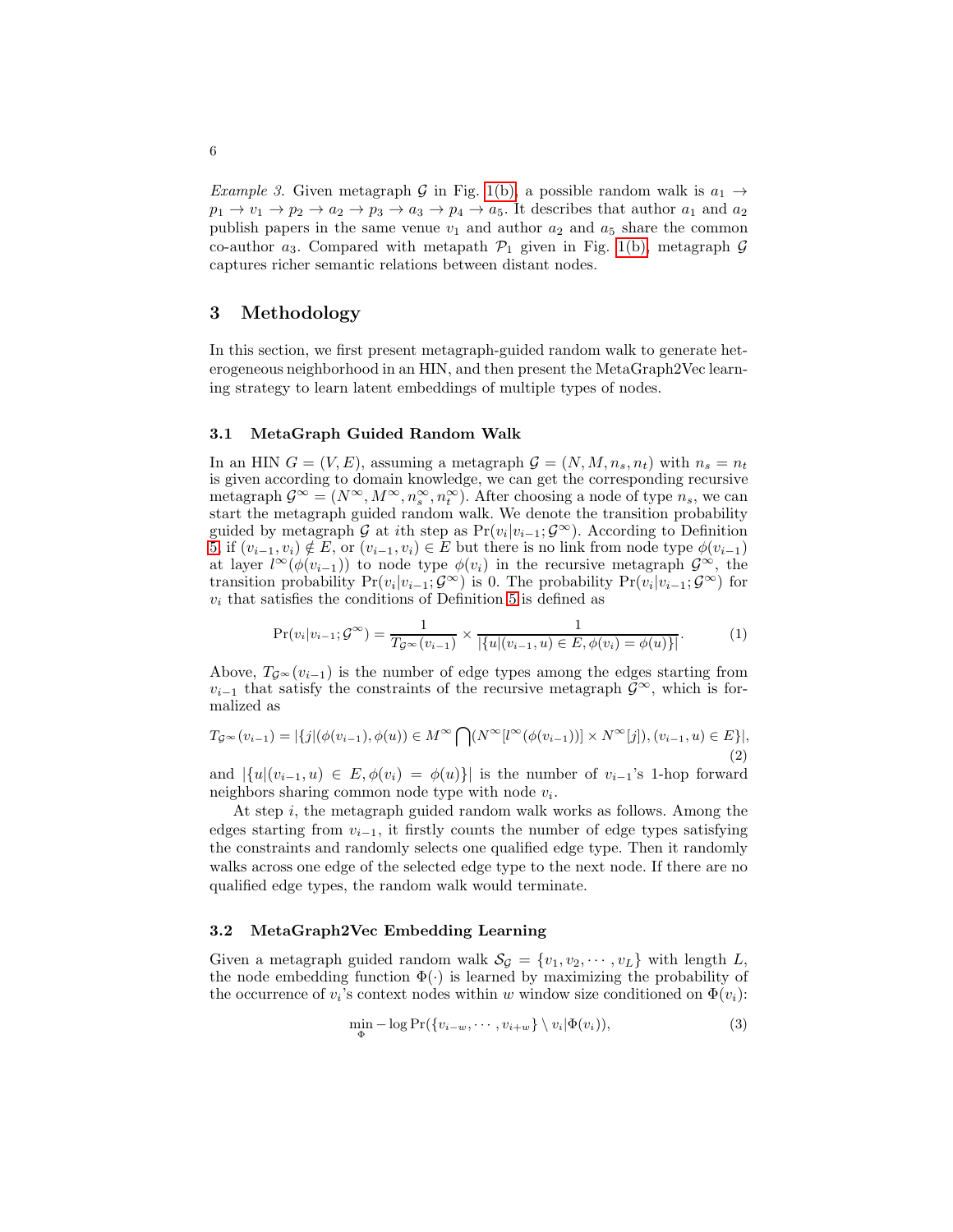*Example 3.* Given metagraph $\mathcal{G}$ in Fig. 1(b), a possible random walk is $a_1 \rightarrow p_1 \rightarrow v_1 \rightarrow p_2 \rightarrow a_2 \rightarrow p_3 \rightarrow a_3 \rightarrow p_4 \rightarrow a_5$. It describes that author $a_1$ and $a_2$ publish papers in the same venue $v_1$ and author $a_2$ and $a_5$ share the common co-author $a_3$. Compared with metapath $\mathcal{P}_1$ given in Fig. 1(b), metagraph $\mathcal{G}$ captures richer semantic relations between distant nodes.

## 3 Methodology

In this section, we first present metagraph-guided random walk to generate heterogeneous neighborhood in an HIN, and then present the MetaGraph2Vec learning strategy to learn latent embeddings of multiple types of nodes.

### 3.1 MetaGraph Guided Random Walk

In an HIN $G = (V, E)$, assuming a metagraph $\mathcal{G} = (N, M, n_s, n_t)$ with $n_s = n_t$ is given according to domain knowledge, we can get the corresponding recursive metagraph $\mathcal{G}^\infty = (N^\infty, M^\infty, n_s^\infty, n_t^\infty)$. After choosing a node of type $n_s$, we can start the metagraph guided random walk. We denote the transition probability guided by metagraph $\mathcal{G}$ at $i$th step as $\Pr(v_i|v_{i-1}; \mathcal{G}^\infty)$. According to Definition 5, if $(v_{i-1}, v_i) \notin E$, or $(v_{i-1}, v_i) \in E$ but there is no link from node type $\phi(v_{i-1})$ at layer $l^\infty(\phi(v_{i-1}))$ to node type $\phi(v_i)$ in the recursive metagraph $\mathcal{G}^\infty$, the transition probability $\Pr(v_i|v_{i-1}; \mathcal{G}^\infty)$ is 0. The probability $\Pr(v_i|v_{i-1}; \mathcal{G}^\infty)$ for $v_i$ that satisfies the conditions of Definition 5 is defined as

$$\Pr(v_i|v_{i-1}; \mathcal{G}^\infty) = \frac{1}{T_{\mathcal{G}^\infty}(v_{i-1})} \times \frac{1}{|\{u|(v_{i-1}, u) \in E, \phi(v_i) = \phi(u)\}|}. \tag{1}$$

Above, $T_{\mathcal{G}^\infty}(v_{i-1})$ is the number of edge types among the edges starting from $v_{i-1}$ that satisfy the constraints of the recursive metagraph $\mathcal{G}^\infty$, which is formalized as

$$T_{\mathcal{G}^\infty}(v_{i-1}) = |\{j|(\phi(v_{i-1}), \phi(u)) \in M^\infty \bigcap (N^\infty[l^\infty(\phi(v_{i-1}))] \times N^\infty[j]), (v_{i-1}, u) \in E\}|, \tag{2}$$

and $|\{u|(v_{i-1}, u) \in E, \phi(v_i) = \phi(u)\}|$ is the number of $v_{i-1}$'s 1-hop forward neighbors sharing common node type with node $v_i$.

At step $i$, the metagraph guided random walk works as follows. Among the edges starting from $v_{i-1}$, it firstly counts the number of edge types satisfying the constraints and randomly selects one qualified edge type. Then it randomly walks across one edge of the selected edge type to the next node. If there are no qualified edge types, the random walk would terminate.

### 3.2 MetaGraph2Vec Embedding Learning

Given a metagraph guided random walk $\mathcal{S}_\mathcal{G} = \{v_1, v_2, \cdots, v_L\}$ with length $L$, the node embedding function $\Phi(\cdot)$ is learned by maximizing the probability of the occurrence of $v_i$'s context nodes within $w$ window size conditioned on $\Phi(v_i)$:

$$\min_{\Phi} -\log \Pr(\{v_{i-w}, \cdots, v_{i+w}\} \setminus v_i | \Phi(v_i)), \tag{3}$$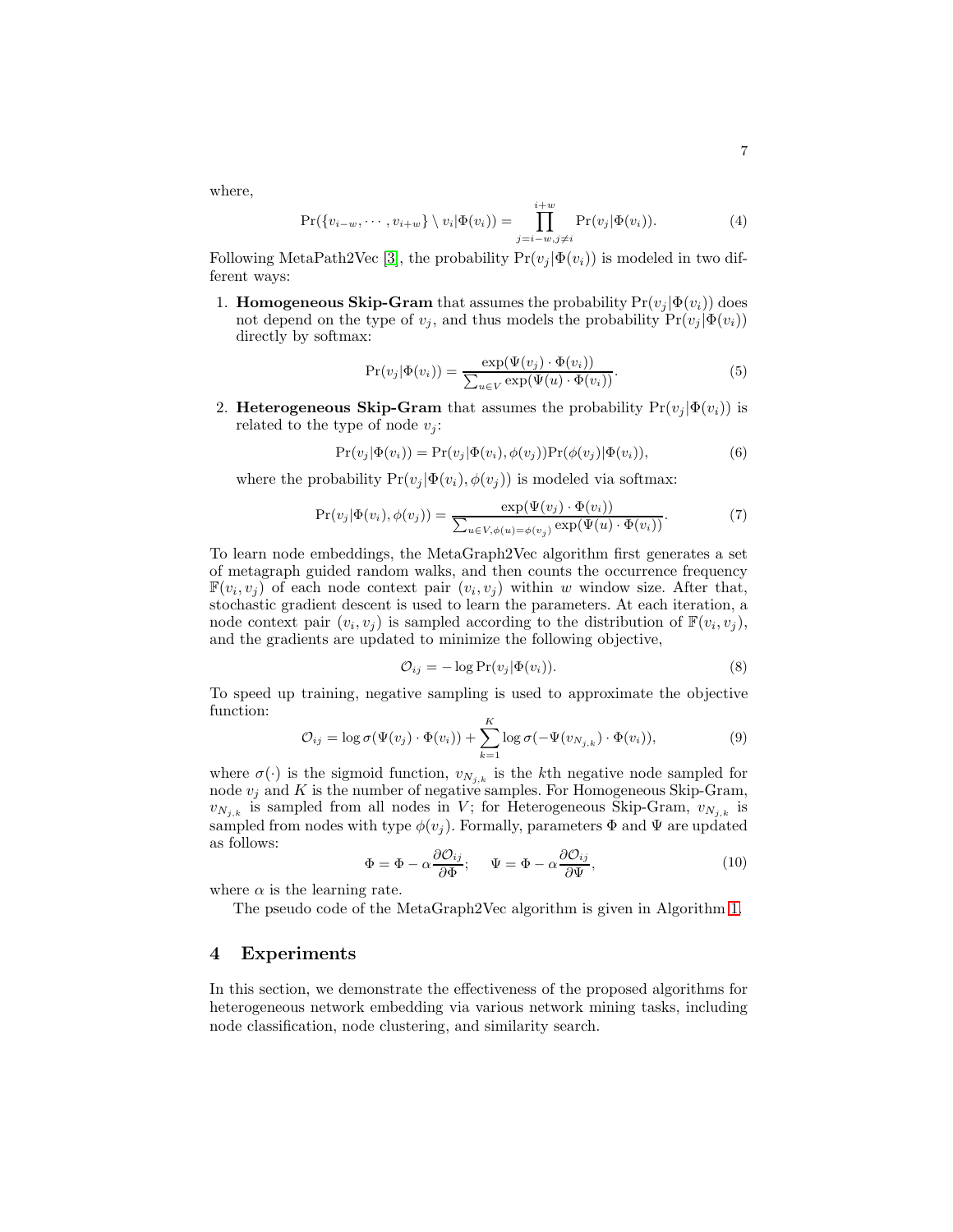where,

$$\Pr(\{v_{i-w}, \cdots, v_{i+w}\} \setminus v_i | \Phi(v_i)) = \prod_{j=i-w, j \neq i}^{i+w} \Pr(v_j | \Phi(v_i)). \quad (4)$$

Following MetaPath2Vec [3], the probability $\Pr(v_j|\Phi(v_i))$ is modeled in two different ways:

1. **Homogeneous Skip-Gram** that assumes the probability $\Pr(v_j|\Phi(v_i))$ does not depend on the type of $v_j$, and thus models the probability $\Pr(v_j|\Phi(v_i))$ directly by softmax:

$$\Pr(v_j|\Phi(v_i)) = \frac{\exp(\Psi(v_j) \cdot \Phi(v_i))}{\sum_{u \in V} \exp(\Psi(u) \cdot \Phi(v_i))}. \quad (5)$$

2. **Heterogeneous Skip-Gram** that assumes the probability $\Pr(v_j|\Phi(v_i))$ is related to the type of node $v_j$:

$$\Pr(v_j|\Phi(v_i)) = \Pr(v_j|\Phi(v_i), \phi(v_j)) \Pr(\phi(v_j)|\Phi(v_i)), \quad (6)$$

where the probability $\Pr(v_j|\Phi(v_i), \phi(v_j))$ is modeled via softmax:

$$\Pr(v_j|\Phi(v_i), \phi(v_j)) = \frac{\exp(\Psi(v_j) \cdot \Phi(v_i))}{\sum_{u \in V, \phi(u) = \phi(v_j)} \exp(\Psi(u) \cdot \Phi(v_i))}. \quad (7)$$

To learn node embeddings, the MetaGraph2Vec algorithm first generates a set of metagraph guided random walks, and then counts the occurrence frequency $\mathbb{F}(v_i, v_j)$ of each node context pair $(v_i, v_j)$ within $w$ window size. After that, stochastic gradient descent is used to learn the parameters. At each iteration, a node context pair $(v_i, v_j)$ is sampled according to the distribution of $\mathbb{F}(v_i, v_j)$, and the gradients are updated to minimize the following objective,

$$\mathcal{O}_{ij} = -\log \Pr(v_j|\Phi(v_i)). \quad (8)$$

To speed up training, negative sampling is used to approximate the objective function:

$$\mathcal{O}_{ij} = \log \sigma(\Psi(v_j) \cdot \Phi(v_i)) + \sum_{k=1}^{K} \log \sigma(-\Psi(v_{N_{j,k}}) \cdot \Phi(v_i)), \quad (9)$$

where $\sigma(\cdot)$ is the sigmoid function, $v_{N_{j,k}}$ is the $k$th negative node sampled for node $v_j$ and $K$ is the number of negative samples. For Homogeneous Skip-Gram, $v_{N_{j,k}}$ is sampled from all nodes in $V$; for Heterogeneous Skip-Gram, $v_{N_{j,k}}$ is sampled from nodes with type $\phi(v_j)$. Formally, parameters $\Phi$ and $\Psi$ are updated as follows:

$$\Phi = \Phi - \alpha \frac{\partial \mathcal{O}_{ij}}{\partial \Phi}; \quad \Psi = \Phi - \alpha \frac{\partial \mathcal{O}_{ij}}{\partial \Psi}, \quad (10)$$

where $\alpha$ is the learning rate.

The pseudo code of the MetaGraph2Vec algorithm is given in Algorithm 1.

## 4 Experiments

In this section, we demonstrate the effectiveness of the proposed algorithms for heterogeneous network embedding via various network mining tasks, including node classification, node clustering, and similarity search.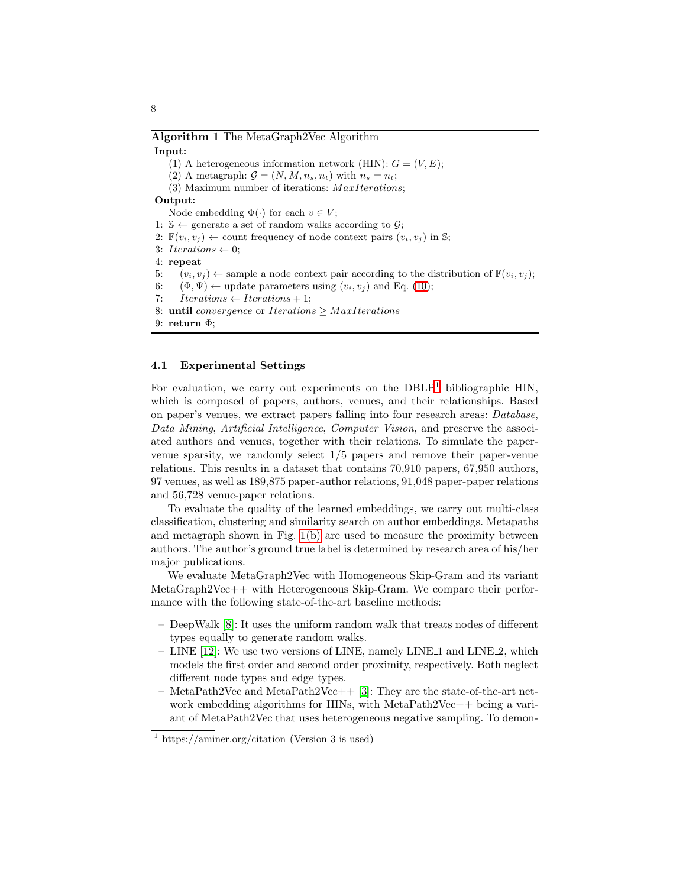**Algorithm 1** The MetaGraph2Vec Algorithm

**Input:**

(1) A heterogeneous information network (HIN): $G = (V, E)$;

(2) A metagraph: $\mathcal{G} = (N, M, n_s, n_t)$ with $n_s = n_t$;

(3) Maximum number of iterations: $MaxIterations$;

**Output:**

Node embedding $\Phi(\cdot)$ for each $v \in V$;

1: $\mathbb{S} \leftarrow$ generate a set of random walks according to $\mathcal{G}$;
2: $\mathbb{F}(v_i, v_j) \leftarrow$ count frequency of node context pairs $(v_i, v_j)$ in $\mathbb{S}$;
3: $Iterations \leftarrow 0$;
4: **repeat**
5: $\quad (v_i, v_j) \leftarrow$ sample a node context pair according to the distribution of $\mathbb{F}(v_i, v_j)$;
6: $\quad (\Phi, \Psi) \leftarrow$ update parameters using $(v_i, v_j)$ and Eq. (10);
7: $\quad Iterations \leftarrow Iterations + 1$;
8: **until** *convergence* or $Iterations \geq MaxIterations$
9: **return** $\Phi$;

### 4.1 Experimental Settings

For evaluation, we carry out experiments on the DBLP[1] bibliographic HIN, which is composed of papers, authors, venues, and their relationships. Based on paper's venues, we extract papers falling into four research areas: *Database*, *Data Mining*, *Artificial Intelligence*, *Computer Vision*, and preserve the associated authors and venues, together with their relations. To simulate the paper-venue sparsity, we randomly select 1/5 papers and remove their paper-venue relations. This results in a dataset that contains 70,910 papers, 67,950 authors, 97 venues, as well as 189,875 paper-author relations, 91,048 paper-paper relations and 56,728 venue-paper relations.

To evaluate the quality of the learned embeddings, we carry out multi-class classification, clustering and similarity search on author embeddings. Metapaths and metagraph shown in Fig. 1(b) are used to measure the proximity between authors. The author's ground true label is determined by research area of his/her major publications.

We evaluate MetaGraph2Vec with Homogeneous Skip-Gram and its variant MetaGraph2Vec++ with Heterogeneous Skip-Gram. We compare their performance with the following state-of-the-art baseline methods:

- DeepWalk [8]: It uses the uniform random walk that treats nodes of different types equally to generate random walks.
- LINE [12]: We use two versions of LINE, namely LINE_1 and LINE_2, which models the first order and second order proximity, respectively. Both neglect different node types and edge types.
- MetaPath2Vec and MetaPath2Vec++ [3]: They are the state-of-the-art network embedding algorithms for HINs, with MetaPath2Vec++ being a variant of MetaPath2Vec that uses heterogeneous negative sampling. To demon-

[1] https://aminer.org/citation (Version 3 is used)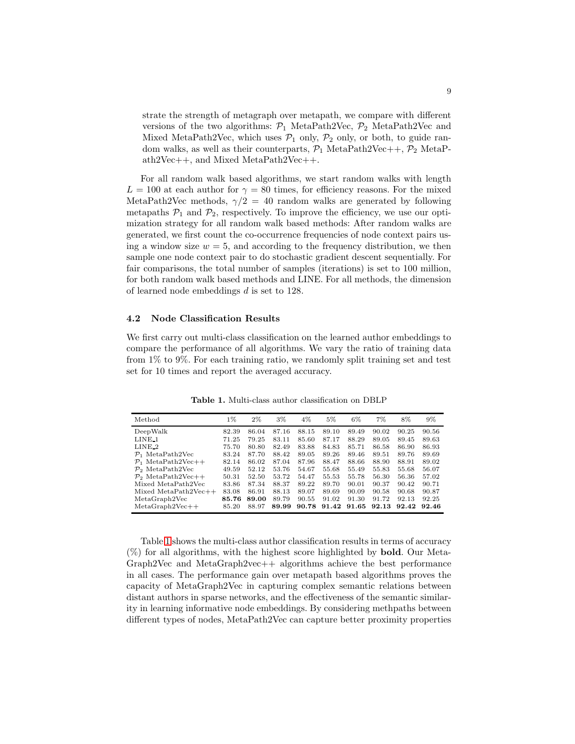strate the strength of metagraph over metapath, we compare with different versions of the two algorithms: $\mathcal{P}_1$ MetaPath2Vec, $\mathcal{P}_2$ MetaPath2Vec and Mixed MetaPath2Vec, which uses $\mathcal{P}_1$ only, $\mathcal{P}_2$ only, or both, to guide random walks, as well as their counterparts, $\mathcal{P}_1$ MetaPath2Vec++, $\mathcal{P}_2$ MetaPath2Vec++, and Mixed MetaPath2Vec++.

For all random walk based algorithms, we start random walks with length $L = 100$ at each author for $\gamma = 80$ times, for efficiency reasons. For the mixed MetaPath2Vec methods, $\gamma/2 = 40$ random walks are generated by following metapaths $\mathcal{P}_1$ and $\mathcal{P}_2$, respectively. To improve the efficiency, we use our optimization strategy for all random walk based methods: After random walks are generated, we first count the co-occurrence frequencies of node context pairs using a window size $w = 5$, and according to the frequency distribution, we then sample one node context pair to do stochastic gradient descent sequentially. For fair comparisons, the total number of samples (iterations) is set to 100 million, for both random walk based methods and LINE. For all methods, the dimension of learned node embeddings $d$ is set to 128.

### 4.2 Node Classification Results

We first carry out multi-class classification on the learned author embeddings to compare the performance of all algorithms. We vary the ratio of training data from 1% to 9%. For each training ratio, we randomly split training set and test set for 10 times and report the averaged accuracy.

**Table 1.** Multi-class author classification on DBLP

| Method | 1% | 2% | 3% | 4% | 5% | 6% | 7% | 8% | 9% |
|---|---|---|---|---|---|---|---|---|---|
| DeepWalk | 82.39 | 86.04 | 87.16 | 88.15 | 89.10 | 89.49 | 90.02 | 90.25 | 90.56 |
| LINE_1 | 71.25 | 79.25 | 83.11 | 85.60 | 87.17 | 88.29 | 89.05 | 89.45 | 89.63 |
| LINE_2 | 75.70 | 80.80 | 82.49 | 83.88 | 84.83 | 85.71 | 86.58 | 86.90 | 86.93 |
| $\mathcal{P}_1$ MetaPath2Vec | 83.24 | 87.70 | 88.42 | 89.05 | 89.26 | 89.46 | 89.51 | 89.76 | 89.69 |
| $\mathcal{P}_1$ MetaPath2Vec++ | 82.14 | 86.02 | 87.04 | 87.96 | 88.47 | 88.66 | 88.90 | 88.91 | 89.02 |
| $\mathcal{P}_2$ MetaPath2Vec | 49.59 | 52.12 | 53.76 | 54.67 | 55.68 | 55.49 | 55.83 | 55.68 | 56.07 |
| $\mathcal{P}_2$ MetaPath2Vec++ | 50.31 | 52.50 | 53.72 | 54.47 | 55.53 | 55.78 | 56.30 | 56.36 | 57.02 |
| Mixed MetaPath2Vec | 83.86 | 87.34 | 88.37 | 89.22 | 89.70 | 90.01 | 90.37 | 90.42 | 90.71 |
| Mixed MetaPath2Vec++ | 83.08 | 86.91 | 88.13 | 89.07 | 89.69 | 90.09 | 90.58 | 90.68 | 90.87 |
| MetaGraph2Vec | **85.76** | **89.00** | 89.79 | 90.55 | 91.02 | 91.30 | 91.72 | 92.13 | 92.25 |
| MetaGraph2Vec++ | 85.20 | 88.97 | **89.99** | **90.78** | **91.42** | **91.65** | **92.13** | **92.42** | **92.46** |

Table 1 shows the multi-class author classification results in terms of accuracy (%) for all algorithms, with the highest score highlighted by **bold**. Our MetaGraph2Vec and MetaGraph2vec++ algorithms achieve the best performance in all cases. The performance gain over metapath based algorithms proves the capacity of MetaGraph2Vec in capturing complex semantic relations between distant authors in sparse networks, and the effectiveness of the semantic similarity in learning informative node embeddings. By considering methpaths between different types of nodes, MetaPath2Vec can capture better proximity properties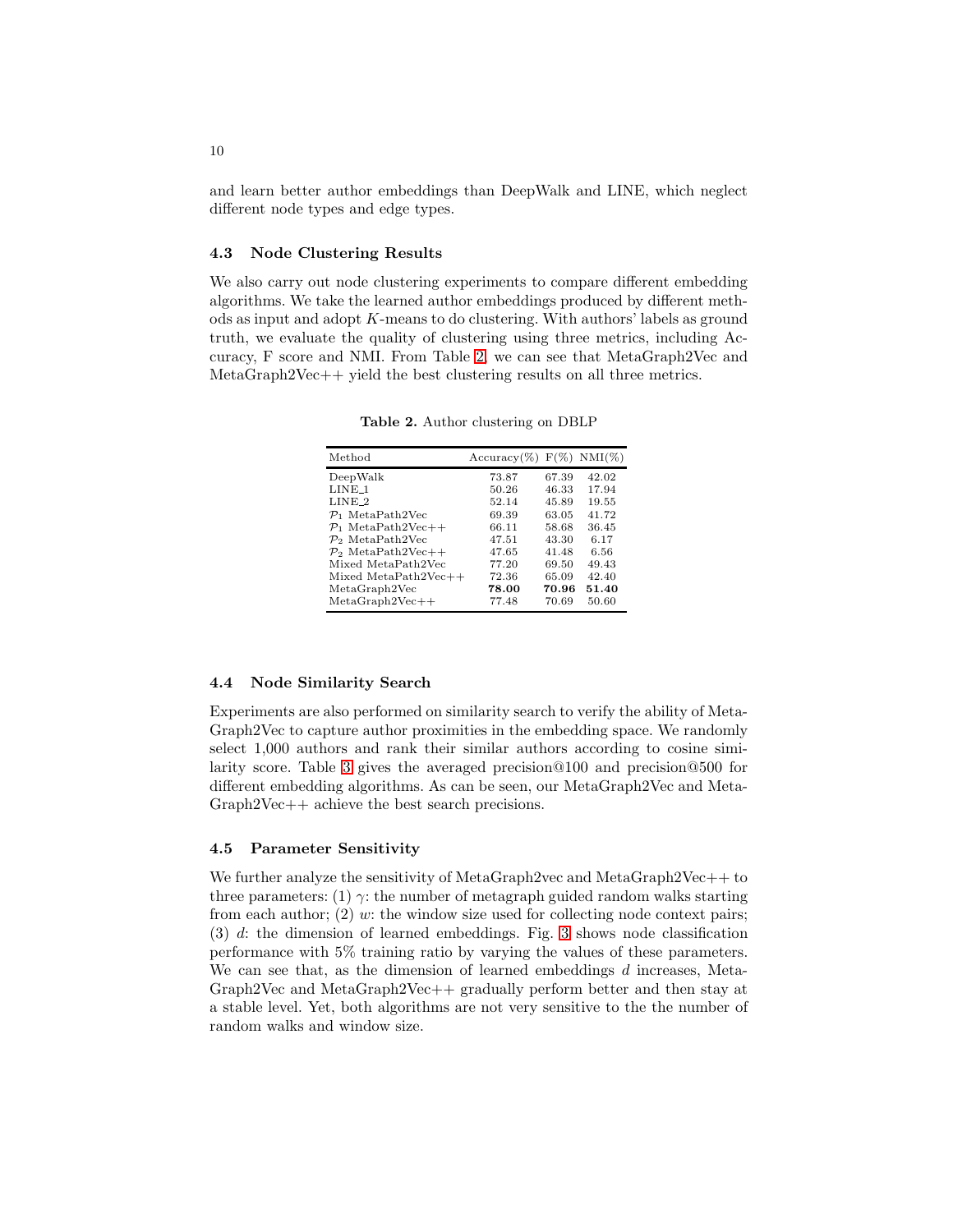and learn better author embeddings than DeepWalk and LINE, which neglect different node types and edge types.

### 4.3 Node Clustering Results

We also carry out node clustering experiments to compare different embedding algorithms. We take the learned author embeddings produced by different methods as input and adopt $K$-means to do clustering. With authors' labels as ground truth, we evaluate the quality of clustering using three metrics, including Accuracy, F score and NMI. From Table 2, we can see that MetaGraph2Vec and MetaGraph2Vec++ yield the best clustering results on all three metrics.

**Table 2.** Author clustering on DBLP

| Method | Accuracy(%) | F(%) | NMI(%) |
|---|---|---|---|
| DeepWalk | 73.87 | 67.39 | 42.02 |
| LINE_1 | 50.26 | 46.33 | 17.94 |
| LINE_2 | 52.14 | 45.89 | 19.55 |
| $\mathcal{P}_1$ MetaPath2Vec | 69.39 | 63.05 | 41.72 |
| $\mathcal{P}_1$ MetaPath2Vec++ | 66.11 | 58.68 | 36.45 |
| $\mathcal{P}_2$ MetaPath2Vec | 47.51 | 43.30 | 6.17 |
| $\mathcal{P}_2$ MetaPath2Vec++ | 47.65 | 41.48 | 6.56 |
| Mixed MetaPath2Vec | 77.20 | 69.50 | 49.43 |
| Mixed MetaPath2Vec++ | 72.36 | 65.09 | 42.40 |
| MetaGraph2Vec | **78.00** | **70.96** | **51.40** |
| MetaGraph2Vec++ | 77.48 | 70.69 | 50.60 |

### 4.4 Node Similarity Search

Experiments are also performed on similarity search to verify the ability of MetaGraph2Vec to capture author proximities in the embedding space. We randomly select 1,000 authors and rank their similar authors according to cosine similarity score. Table 3 gives the averaged precision@100 and precision@500 for different embedding algorithms. As can be seen, our MetaGraph2Vec and MetaGraph2Vec++ achieve the best search precisions.

### 4.5 Parameter Sensitivity

We further analyze the sensitivity of MetaGraph2vec and MetaGraph2Vec++ to three parameters: (1) $\gamma$: the number of metagraph guided random walks starting from each author; (2) $w$: the window size used for collecting node context pairs; (3) $d$: the dimension of learned embeddings. Fig. 3 shows node classification performance with 5% training ratio by varying the values of these parameters. We can see that, as the dimension of learned embeddings $d$ increases, MetaGraph2Vec and MetaGraph2Vec++ gradually perform better and then stay at a stable level. Yet, both algorithms are not very sensitive to the the number of random walks and window size.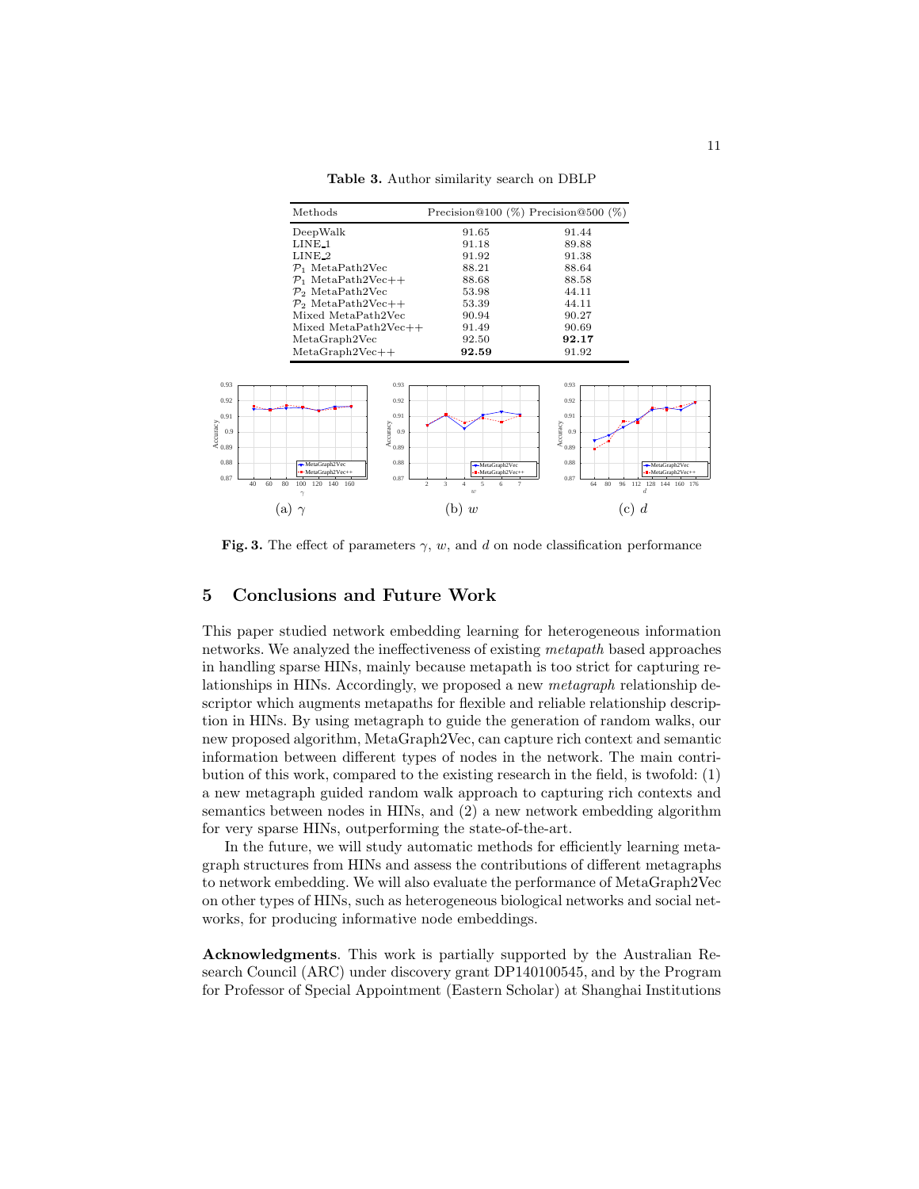**Table 3.** Author similarity search on DBLP

| Methods | Precision@100 (%) | Precision@500 (%) |
|---|---|---|
| DeepWalk | 91.65 | 91.44 |
| LINE_1 | 91.18 | 89.88 |
| LINE_2 | 91.92 | 91.38 |
| $\mathcal{P}_1$ MetaPath2Vec | 88.21 | 88.64 |
| $\mathcal{P}_1$ MetaPath2Vec++ | 88.68 | 88.58 |
| $\mathcal{P}_2$ MetaPath2Vec | 53.98 | 44.11 |
| $\mathcal{P}_2$ MetaPath2Vec++ | 53.39 | 44.11 |
| Mixed MetaPath2Vec | 90.94 | 90.27 |
| Mixed MetaPath2Vec++ | 91.49 | 90.69 |
| MetaGraph2Vec | 92.50 | **92.17** |
| MetaGraph2Vec++ | **92.59** | 91.92 |

(a) $\gamma$ (b) $w$ (c) $d$

**Fig. 3.** The effect of parameters $\gamma$, $w$, and $d$ on node classification performance

## 5 Conclusions and Future Work

This paper studied network embedding learning for heterogeneous information networks. We analyzed the ineffectiveness of existing *metapath* based approaches in handling sparse HINs, mainly because metapath is too strict for capturing relationships in HINs. Accordingly, we proposed a new *metagraph* relationship descriptor which augments metapaths for flexible and reliable relationship description in HINs. By using metagraph to guide the generation of random walks, our new proposed algorithm, MetaGraph2Vec, can capture rich context and semantic information between different types of nodes in the network. The main contribution of this work, compared to the existing research in the field, is twofold: (1) a new metagraph guided random walk approach to capturing rich contexts and semantics between nodes in HINs, and (2) a new network embedding algorithm for very sparse HINs, outperforming the state-of-the-art.

In the future, we will study automatic methods for efficiently learning metagraph structures from HINs and assess the contributions of different metagraphs to network embedding. We will also evaluate the performance of MetaGraph2Vec on other types of HINs, such as heterogeneous biological networks and social networks, for producing informative node embeddings.

**Acknowledgments**. This work is partially supported by the Australian Research Council (ARC) under discovery grant DP140100545, and by the Program for Professor of Special Appointment (Eastern Scholar) at Shanghai Institutions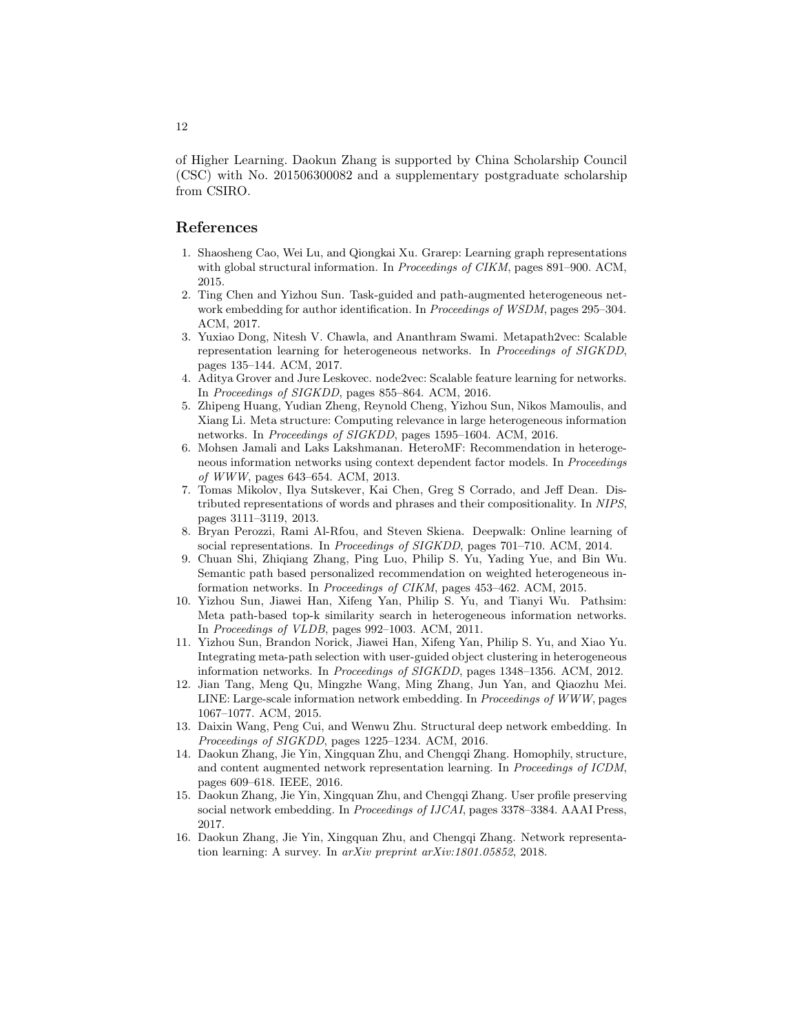of Higher Learning. Daokun Zhang is supported by China Scholarship Council (CSC) with No. 201506300082 and a supplementary postgraduate scholarship from CSIRO.

## References

1. Shaosheng Cao, Wei Lu, and Qiongkai Xu. Grarep: Learning graph representations with global structural information. In *Proceedings of CIKM*, pages 891–900. ACM, 2015.
2. Ting Chen and Yizhou Sun. Task-guided and path-augmented heterogeneous network embedding for author identification. In *Proceedings of WSDM*, pages 295–304. ACM, 2017.
3. Yuxiao Dong, Nitesh V. Chawla, and Ananthram Swami. Metapath2vec: Scalable representation learning for heterogeneous networks. In *Proceedings of SIGKDD*, pages 135–144. ACM, 2017.
4. Aditya Grover and Jure Leskovec. node2vec: Scalable feature learning for networks. In *Proceedings of SIGKDD*, pages 855–864. ACM, 2016.
5. Zhipeng Huang, Yudian Zheng, Reynold Cheng, Yizhou Sun, Nikos Mamoulis, and Xiang Li. Meta structure: Computing relevance in large heterogeneous information networks. In *Proceedings of SIGKDD*, pages 1595–1604. ACM, 2016.
6. Mohsen Jamali and Laks Lakshmanan. HeteroMF: Recommendation in heterogeneous information networks using context dependent factor models. In *Proceedings of WWW*, pages 643–654. ACM, 2013.
7. Tomas Mikolov, Ilya Sutskever, Kai Chen, Greg S Corrado, and Jeff Dean. Distributed representations of words and phrases and their compositionality. In *NIPS*, pages 3111–3119, 2013.
8. Bryan Perozzi, Rami Al-Rfou, and Steven Skiena. Deepwalk: Online learning of social representations. In *Proceedings of SIGKDD*, pages 701–710. ACM, 2014.
9. Chuan Shi, Zhiqiang Zhang, Ping Luo, Philip S. Yu, Yading Yue, and Bin Wu. Semantic path based personalized recommendation on weighted heterogeneous information networks. In *Proceedings of CIKM*, pages 453–462. ACM, 2015.
10. Yizhou Sun, Jiawei Han, Xifeng Yan, Philip S. Yu, and Tianyi Wu. Pathsim: Meta path-based top-k similarity search in heterogeneous information networks. In *Proceedings of VLDB*, pages 992–1003. ACM, 2011.
11. Yizhou Sun, Brandon Norick, Jiawei Han, Xifeng Yan, Philip S. Yu, and Xiao Yu. Integrating meta-path selection with user-guided object clustering in heterogeneous information networks. In *Proceedings of SIGKDD*, pages 1348–1356. ACM, 2012.
12. Jian Tang, Meng Qu, Mingzhe Wang, Ming Zhang, Jun Yan, and Qiaozhu Mei. LINE: Large-scale information network embedding. In *Proceedings of WWW*, pages 1067–1077. ACM, 2015.
13. Daixin Wang, Peng Cui, and Wenwu Zhu. Structural deep network embedding. In *Proceedings of SIGKDD*, pages 1225–1234. ACM, 2016.
14. Daokun Zhang, Jie Yin, Xingquan Zhu, and Chengqi Zhang. Homophily, structure, and content augmented network representation learning. In *Proceedings of ICDM*, pages 609–618. IEEE, 2016.
15. Daokun Zhang, Jie Yin, Xingquan Zhu, and Chengqi Zhang. User profile preserving social network embedding. In *Proceedings of IJCAI*, pages 3378–3384. AAAI Press, 2017.
16. Daokun Zhang, Jie Yin, Xingquan Zhu, and Chengqi Zhang. Network representation learning: A survey. In *arXiv preprint arXiv:1801.05852*, 2018.